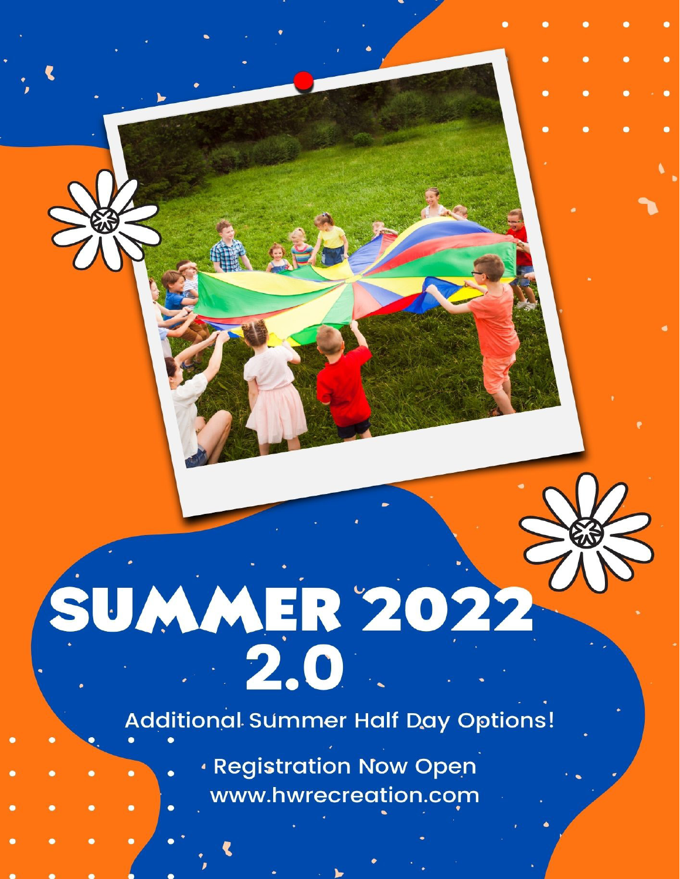# SUMMER 2022 2.0

Additional Summer Half Day Options!

Registration Now Open

www.hwrecreation.com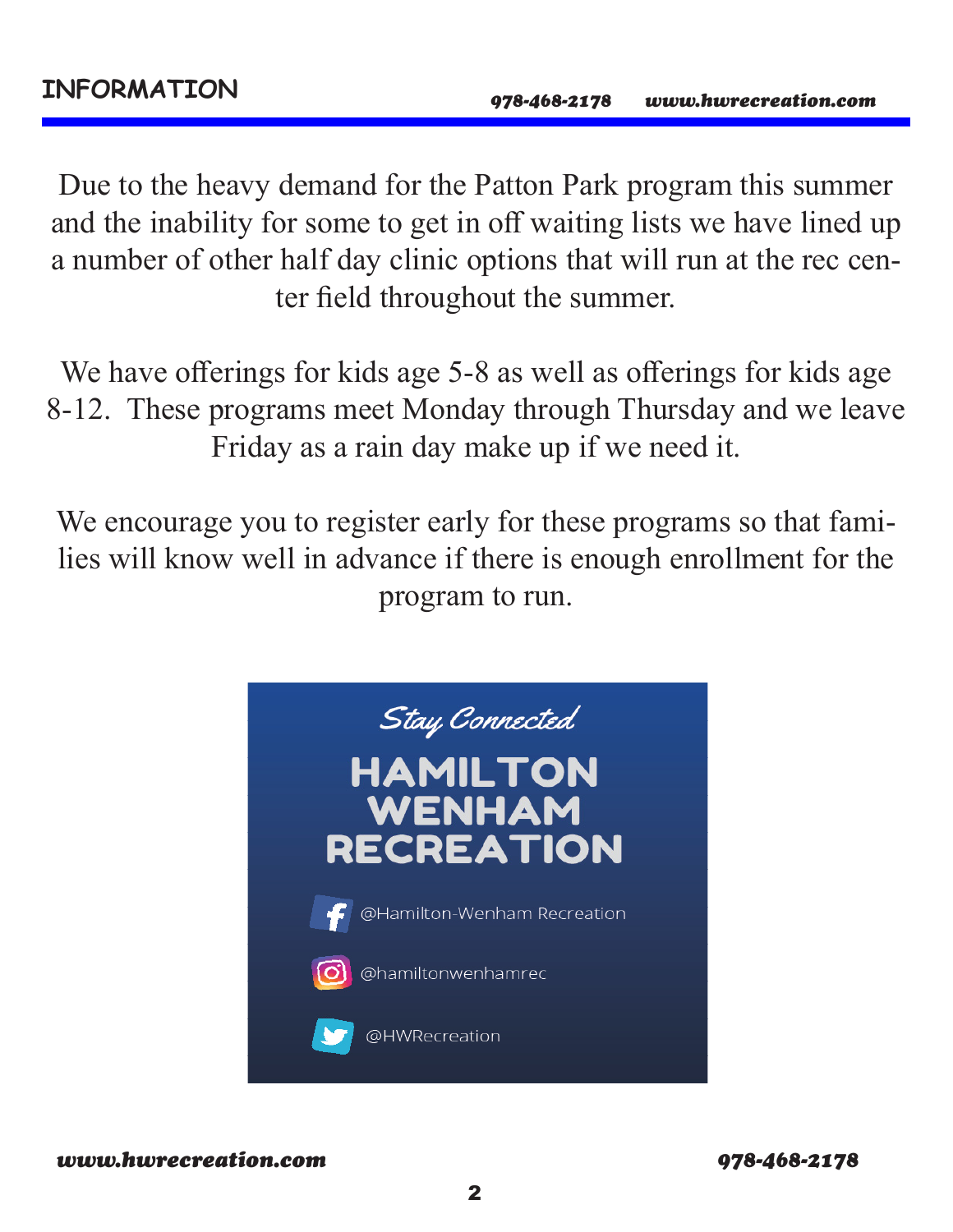## INFORMATION

Due to the heavy demand for the Patton Park program this summer and the inability for some to get in off waiting lists we have lined up a number of other half day clinic options that will run at the rec center field throughout the summer.

We have offerings for kids age 5-8 as well as offerings for kids age 8-12. These programs meet Monday through Thursday and we leave Friday as a rain day make up if we need it.

We encourage you to register early for these programs so that families will know well in advance if there is enough enrollment for the program to run.

*Stay Connected*

**HAMILTON WENHAM RECREATION**

- Facebook: @Hamilton-Wenham Recreation
- Instagram: @hamiltonwenhamrec
- Twitter: @HWRecreation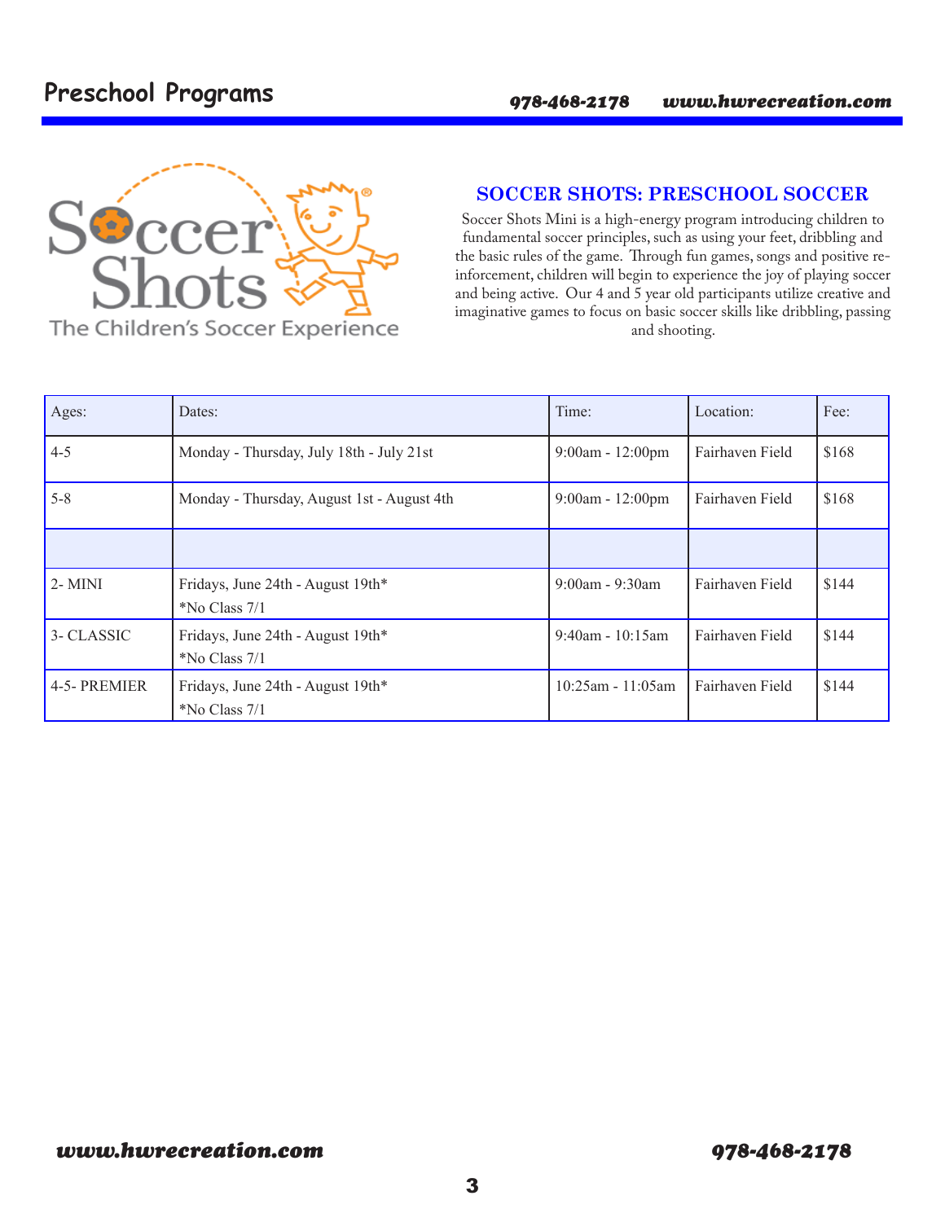# Preschool Programs

## SOCCER SHOTS: PRESCHOOL SOCCER

Soccer Shots Mini is a high-energy program introducing children to fundamental soccer principles, such as using your feet, dribbling and the basic rules of the game. Through fun games, songs and positive re-inforcement, children will begin to experience the joy of playing soccer and being active. Our 4 and 5 year old participants utilize creative and imaginative games to focus on basic soccer skills like dribbling, passing and shooting.

| Ages: | Dates: | Time: | Location: | Fee: |
|---|---|---|---|---|
| 4-5 | Monday - Thursday, July 18th - July 21st | 9:00am - 12:00pm | Fairhaven Field | $168 |
| 5-8 | Monday - Thursday, August 1st - August 4th | 9:00am - 12:00pm | Fairhaven Field | $168 |
| | | | | |
| 2- MINI | Fridays, June 24th - August 19th* *No Class 7/1 | 9:00am - 9:30am | Fairhaven Field | $144 |
| 3- CLASSIC | Fridays, June 24th - August 19th* *No Class 7/1 | 9:40am - 10:15am | Fairhaven Field | $144 |
| 4-5- PREMIER | Fridays, June 24th - August 19th* *No Class 7/1 | 10:25am - 11:05am | Fairhaven Field | $144 |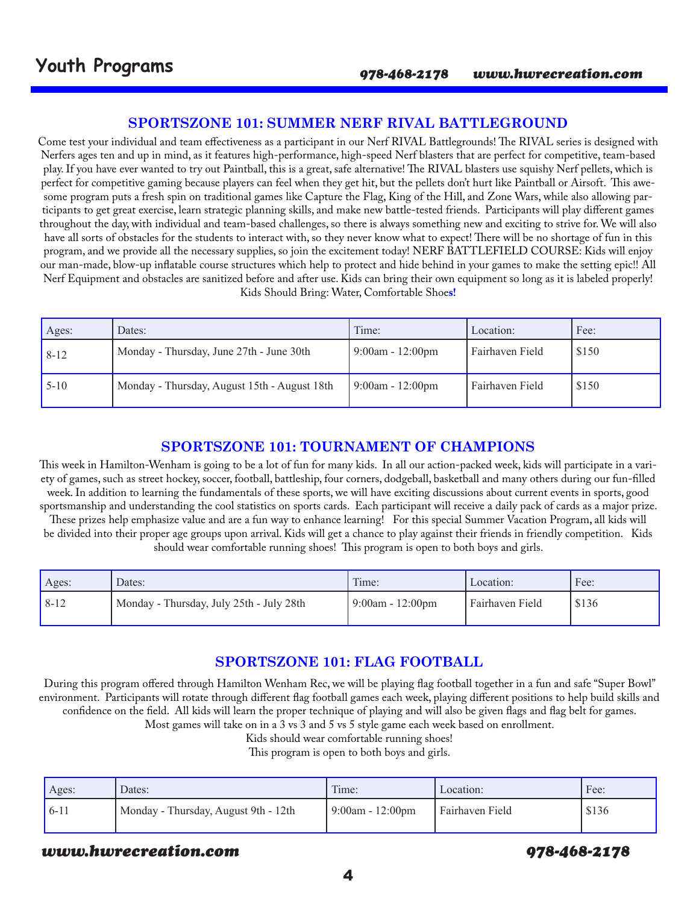# Youth Programs

## SPORTSZONE 101: SUMMER NERF RIVAL BATTLEGROUND

Come test your individual and team effectiveness as a participant in our Nerf RIVAL Battlegrounds! The RIVAL series is designed with Nerfers ages ten and up in mind, as it features high-performance, high-speed Nerf blasters that are perfect for competitive, team-based play. If you have ever wanted to try out Paintball, this is a great, safe alternative! The RIVAL blasters use squishy Nerf pellets, which is perfect for competitive gaming because players can feel when they get hit, but the pellets don't hurt like Paintball or Airsoft. This awesome program puts a fresh spin on traditional games like Capture the Flag, King of the Hill, and Zone Wars, while also allowing participants to get great exercise, learn strategic planning skills, and make new battle-tested friends. Participants will play different games throughout the day, with individual and team-based challenges, so there is always something new and exciting to strive for. We will also have all sorts of obstacles for the students to interact with, so they never know what to expect! There will be no shortage of fun in this program, and we provide all the necessary supplies, so join the excitement today! NERF BATTLEFIELD COURSE: Kids will enjoy our man-made, blow-up inflatable course structures which help to protect and hide behind in your games to make the setting epic!! All Nerf Equipment and obstacles are sanitized before and after use. Kids can bring their own equipment so long as it is labeled properly! Kids Should Bring: Water, Comfortable Shoes!

| Ages: | Dates: | Time: | Location: | Fee: |
|---|---|---|---|---|
| 8-12 | Monday - Thursday, June 27th - June 30th | 9:00am - 12:00pm | Fairhaven Field | $150 |
| 5-10 | Monday - Thursday, August 15th - August 18th | 9:00am - 12:00pm | Fairhaven Field | $150 |

## SPORTSZONE 101: TOURNAMENT OF CHAMPIONS

This week in Hamilton-Wenham is going to be a lot of fun for many kids. In all our action-packed week, kids will participate in a variety of games, such as street hockey, soccer, football, battleship, four corners, dodgeball, basketball and many others during our fun-filled week. In addition to learning the fundamentals of these sports, we will have exciting discussions about current events in sports, good sportsmanship and understanding the cool statistics on sports cards. Each participant will receive a daily pack of cards as a major prize. These prizes help emphasize value and are a fun way to enhance learning! For this special Summer Vacation Program, all kids will be divided into their proper age groups upon arrival. Kids will get a chance to play against their friends in friendly competition. Kids should wear comfortable running shoes! This program is open to both boys and girls.

| Ages: | Dates: | Time: | Location: | Fee: |
|---|---|---|---|---|
| 8-12 | Monday - Thursday, July 25th - July 28th | 9:00am - 12:00pm | Fairhaven Field | $136 |

## SPORTSZONE 101: FLAG FOOTBALL

During this program offered through Hamilton Wenham Rec, we will be playing flag football together in a fun and safe "Super Bowl" environment. Participants will rotate through different flag football games each week, playing different positions to help build skills and confidence on the field. All kids will learn the proper technique of playing and will also be given flags and flag belt for games. Most games will take on in a 3 vs 3 and 5 vs 5 style game each week based on enrollment.

Kids should wear comfortable running shoes!

This program is open to both boys and girls.

| Ages: | Dates: | Time: | Location: | Fee: |
|---|---|---|---|---|
| 6-11 | Monday - Thursday, August 9th - 12th | 9:00am - 12:00pm | Fairhaven Field | $136 |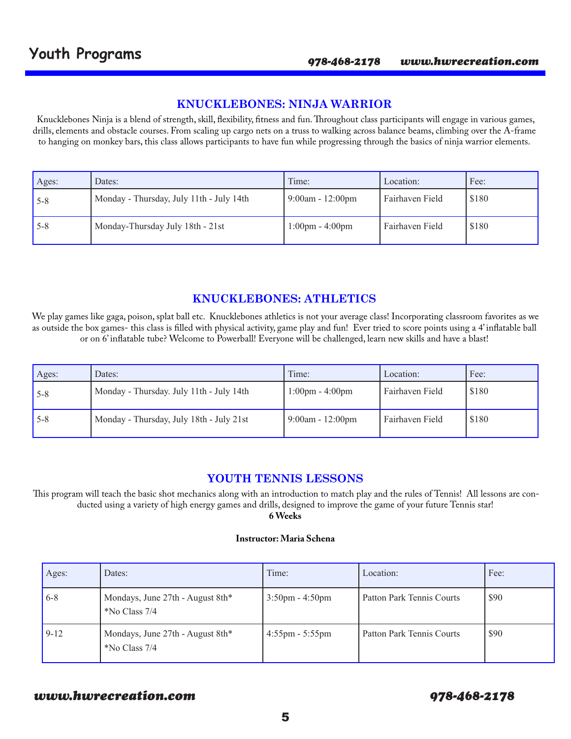# Youth Programs

## KNUCKLEBONES: NINJA WARRIOR

Knucklebones Ninja is a blend of strength, skill, flexibility, fitness and fun. Throughout class participants will engage in various games, drills, elements and obstacle courses. From scaling up cargo nets on a truss to walking across balance beams, climbing over the A-frame to hanging on monkey bars, this class allows participants to have fun while progressing through the basics of ninja warrior elements.

| Ages: | Dates: | Time: | Location: | Fee: |
|---|---|---|---|---|
| 5-8 | Monday - Thursday, July 11th - July 14th | 9:00am - 12:00pm | Fairhaven Field | $180 |
| 5-8 | Monday-Thursday July 18th - 21st | 1:00pm - 4:00pm | Fairhaven Field | $180 |

## KNUCKLEBONES: ATHLETICS

We play games like gaga, poison, splat ball etc. Knucklebones athletics is not your average class! Incorporating classroom favorites as we as outside the box games- this class is filled with physical activity, game play and fun! Ever tried to score points using a 4' inflatable ball or on 6' inflatable tube? Welcome to Powerball! Everyone will be challenged, learn new skills and have a blast!

| Ages: | Dates: | Time: | Location: | Fee: |
|---|---|---|---|---|
| 5-8 | Monday - Thursday. July 11th - July 14th | 1:00pm - 4:00pm | Fairhaven Field | $180 |
| 5-8 | Monday - Thursday, July 18th - July 21st | 9:00am - 12:00pm | Fairhaven Field | $180 |

## YOUTH TENNIS LESSONS

This program will teach the basic shot mechanics along with an introduction to match play and the rules of Tennis! All lessons are conducted using a variety of high energy games and drills, designed to improve the game of your future Tennis star!

**6 Weeks**

**Instructor: Maria Schena**

| Ages: | Dates: | Time: | Location: | Fee: |
|---|---|---|---|---|
| 6-8 | Mondays, June 27th - August 8th* *No Class 7/4 | 3:50pm - 4:50pm | Patton Park Tennis Courts | $90 |
| 9-12 | Mondays, June 27th - August 8th* *No Class 7/4 | 4:55pm - 5:55pm | Patton Park Tennis Courts | $90 |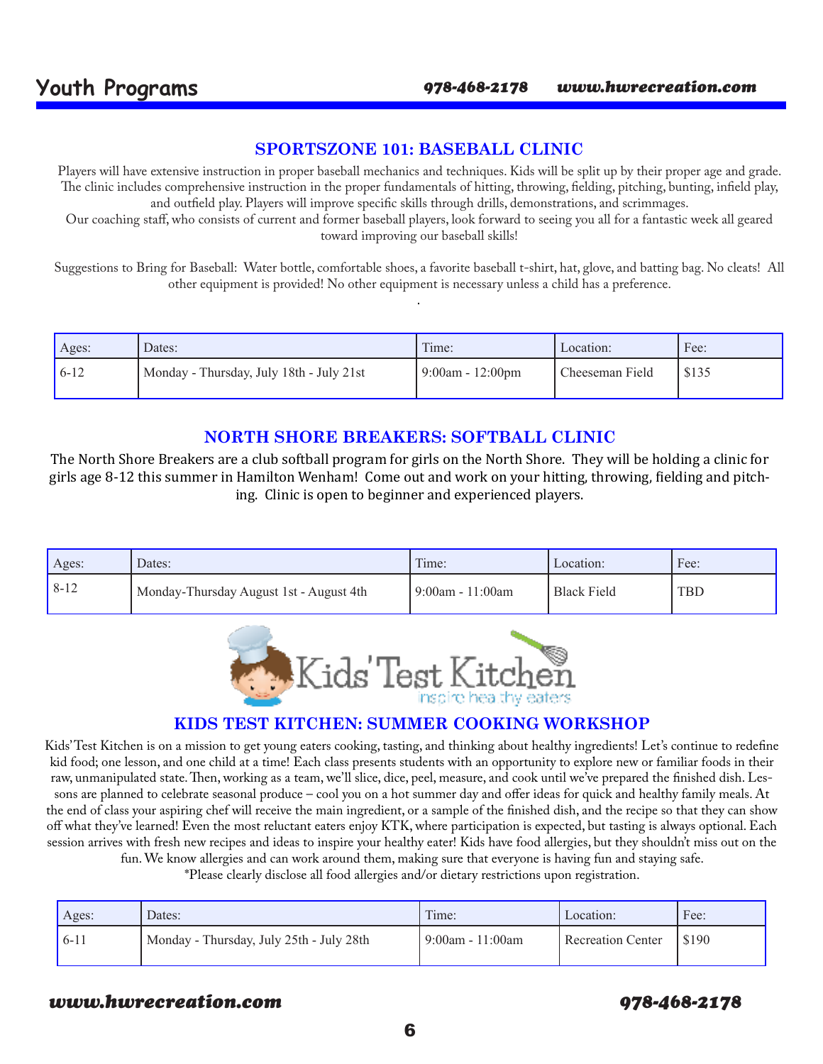## SPORTSZONE 101: BASEBALL CLINIC

Players will have extensive instruction in proper baseball mechanics and techniques. Kids will be split up by their proper age and grade. The clinic includes comprehensive instruction in the proper fundamentals of hitting, throwing, fielding, pitching, bunting, infield play, and outfield play. Players will improve specific skills through drills, demonstrations, and scrimmages.
Our coaching staff, who consists of current and former baseball players, look forward to seeing you all for a fantastic week all geared toward improving our baseball skills!

Suggestions to Bring for Baseball: Water bottle, comfortable shoes, a favorite baseball t-shirt, hat, glove, and batting bag. No cleats! All other equipment is provided! No other equipment is necessary unless a child has a preference.

| Ages: | Dates: | Time: | Location: | Fee: |
|---|---|---|---|---|
| 6-12 | Monday - Thursday, July 18th - July 21st | 9:00am - 12:00pm | Cheeseman Field | $135 |

## NORTH SHORE BREAKERS: SOFTBALL CLINIC

The North Shore Breakers are a club softball program for girls on the North Shore. They will be holding a clinic for girls age 8-12 this summer in Hamilton Wenham! Come out and work on your hitting, throwing, fielding and pitching. Clinic is open to beginner and experienced players.

| Ages: | Dates: | Time: | Location: | Fee: |
|---|---|---|---|---|
| 8-12 | Monday-Thursday August 1st - August 4th | 9:00am - 11:00am | Black Field | TBD |

Kids' Test Kitchen
inspire healthy eaters

## KIDS TEST KITCHEN: SUMMER COOKING WORKSHOP

Kids' Test Kitchen is on a mission to get young eaters cooking, tasting, and thinking about healthy ingredients! Let's continue to redefine kid food; one lesson, and one child at a time! Each class presents students with an opportunity to explore new or familiar foods in their raw, unmanipulated state. Then, working as a team, we'll slice, dice, peel, measure, and cook until we've prepared the finished dish. Lessons are planned to celebrate seasonal produce – cool you on a hot summer day and offer ideas for quick and healthy family meals. At the end of class your aspiring chef will receive the main ingredient, or a sample of the finished dish, and the recipe so that they can show off what they've learned! Even the most reluctant eaters enjoy KTK, where participation is expected, but tasting is always optional. Each session arrives with fresh new recipes and ideas to inspire your healthy eater! Kids have food allergies, but they shouldn't miss out on the fun. We know allergies and can work around them, making sure that everyone is having fun and staying safe.
*Please clearly disclose all food allergies and/or dietary restrictions upon registration.

| Ages: | Dates: | Time: | Location: | Fee: |
|---|---|---|---|---|
| 6-11 | Monday - Thursday, July 25th - July 28th | 9:00am - 11:00am | Recreation Center | $190 |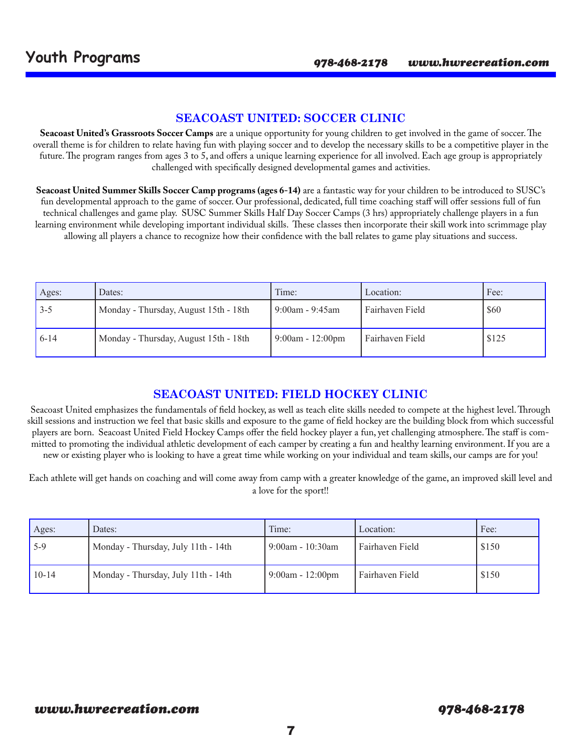## SEACOAST UNITED: SOCCER CLINIC

**Seacoast United's Grassroots Soccer Camps** are a unique opportunity for young children to get involved in the game of soccer. The overall theme is for children to relate having fun with playing soccer and to develop the necessary skills to be a competitive player in the future. The program ranges from ages 3 to 5, and offers a unique learning experience for all involved. Each age group is appropriately challenged with specifically designed developmental games and activities.

**Seacoast United Summer Skills Soccer Camp programs (ages 6-14)** are a fantastic way for your children to be introduced to SUSC's fun developmental approach to the game of soccer. Our professional, dedicated, full time coaching staff will offer sessions full of fun technical challenges and game play. SUSC Summer Skills Half Day Soccer Camps (3 hrs) appropriately challenge players in a fun learning environment while developing important individual skills. These classes then incorporate their skill work into scrimmage play allowing all players a chance to recognize how their confidence with the ball relates to game play situations and success.

| Ages: | Dates: | Time: | Location: | Fee: |
|---|---|---|---|---|
| 3-5 | Monday - Thursday, August 15th - 18th | 9:00am - 9:45am | Fairhaven Field | $60 |
| 6-14 | Monday - Thursday, August 15th - 18th | 9:00am - 12:00pm | Fairhaven Field | $125 |

## SEACOAST UNITED: FIELD HOCKEY CLINIC

Seacoast United emphasizes the fundamentals of field hockey, as well as teach elite skills needed to compete at the highest level. Through skill sessions and instruction we feel that basic skills and exposure to the game of field hockey are the building block from which successful players are born. Seacoast United Field Hockey Camps offer the field hockey player a fun, yet challenging atmosphere. The staff is committed to promoting the individual athletic development of each camper by creating a fun and healthy learning environment. If you are a new or existing player who is looking to have a great time while working on your individual and team skills, our camps are for you!

Each athlete will get hands on coaching and will come away from camp with a greater knowledge of the game, an improved skill level and a love for the sport!!

| Ages: | Dates: | Time: | Location: | Fee: |
|---|---|---|---|---|
| 5-9 | Monday - Thursday, July 11th - 14th | 9:00am - 10:30am | Fairhaven Field | $150 |
| 10-14 | Monday - Thursday, July 11th - 14th | 9:00am - 12:00pm | Fairhaven Field | $150 |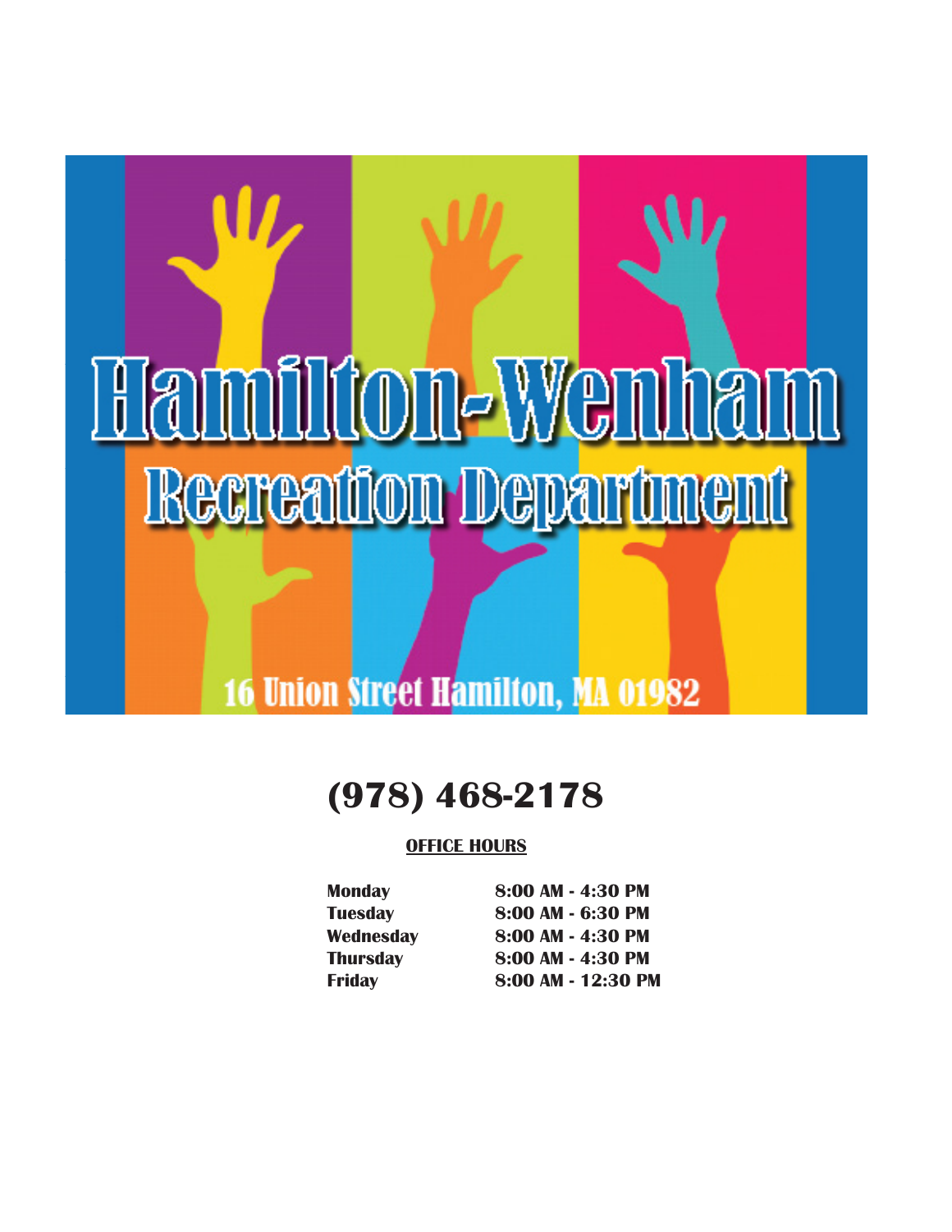# Hamilton-Wenham Recreation Department

16 Union Street Hamilton, MA 01982

## (978) 468-2178

**OFFICE HOURS**

| | |
|---|---|
| **Monday** | **8:00 AM - 4:30 PM** |
| **Tuesday** | **8:00 AM - 6:30 PM** |
| **Wednesday** | **8:00 AM - 4:30 PM** |
| **Thursday** | **8:00 AM - 4:30 PM** |
| **Friday** | **8:00 AM - 12:30 PM** |